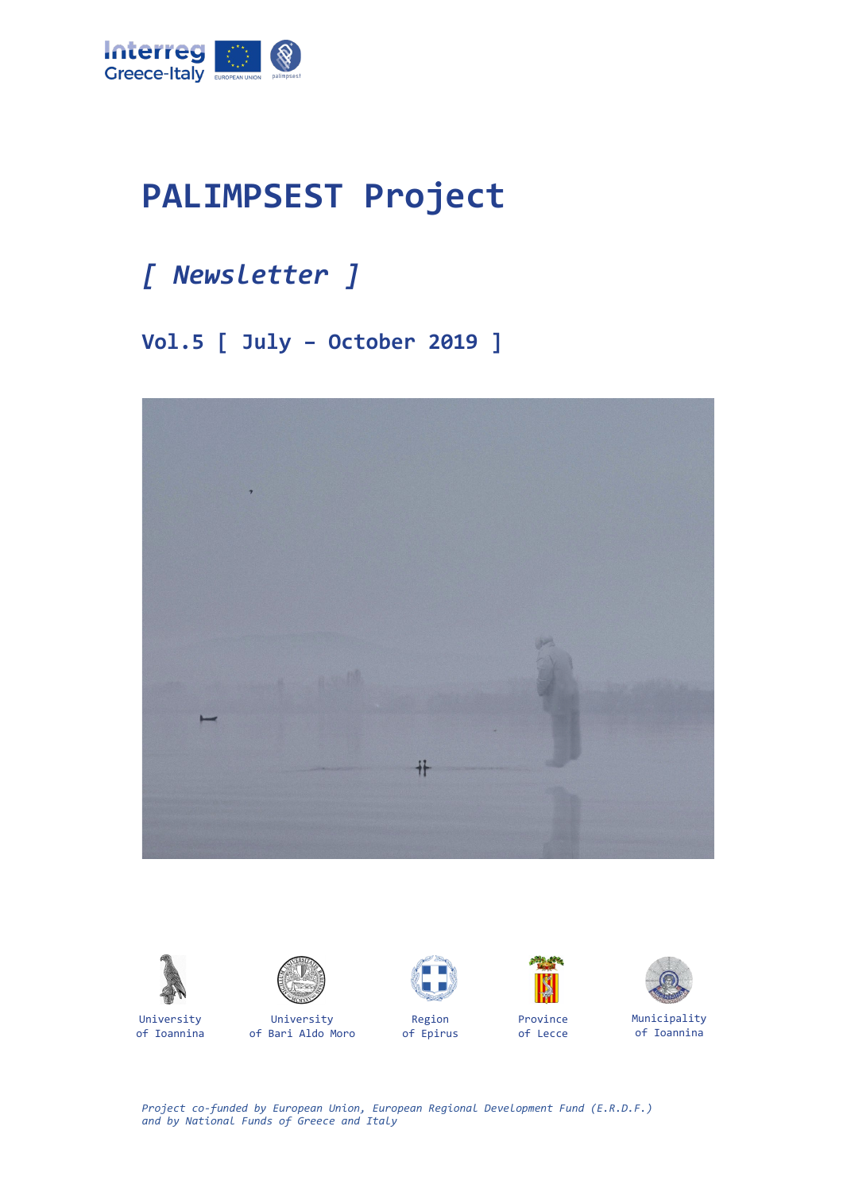Interreg Greece-Italy

EUROPEAN UNION

palimpsest

# PALIMPSEST Project

## *[ Newsletter ]*

### Vol.5 [ July – October 2019 ]

University of Ioannina

University of Bari Aldo Moro

Region of Epirus

Province of Lecce

Municipality of Ioannina

*Project co-funded by European Union, European Regional Development Fund (E.R.D.F.) and by National Funds of Greece and Italy*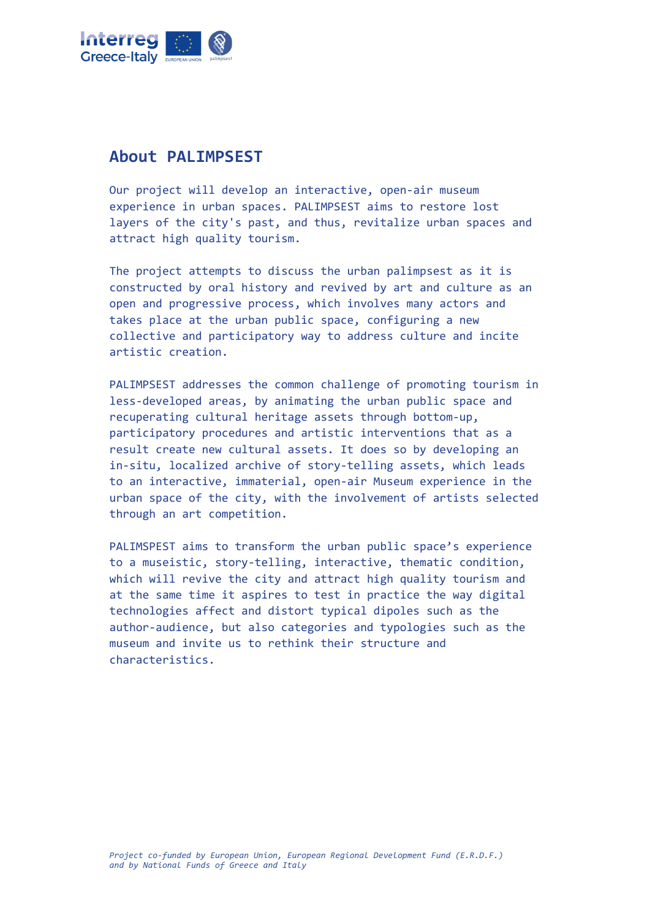## About PALIMPSEST

Our project will develop an interactive, open-air museum experience in urban spaces. PALIMPSEST aims to restore lost layers of the city's past, and thus, revitalize urban spaces and attract high quality tourism.

The project attempts to discuss the urban palimpsest as it is constructed by oral history and revived by art and culture as an open and progressive process, which involves many actors and takes place at the urban public space, configuring a new collective and participatory way to address culture and incite artistic creation.

PALIMPSEST addresses the common challenge of promoting tourism in less-developed areas, by animating the urban public space and recuperating cultural heritage assets through bottom-up, participatory procedures and artistic interventions that as a result create new cultural assets. It does so by developing an in-situ, localized archive of story-telling assets, which leads to an interactive, immaterial, open-air Museum experience in the urban space of the city, with the involvement of artists selected through an art competition.

PALIMSPEST aims to transform the urban public space's experience to a museistic, story-telling, interactive, thematic condition, which will revive the city and attract high quality tourism and at the same time it aspires to test in practice the way digital technologies affect and distort typical dipoles such as the author-audience, but also categories and typologies such as the museum and invite us to rethink their structure and characteristics.

*Project co-funded by European Union, European Regional Development Fund (E.R.D.F.) and by National Funds of Greece and Italy*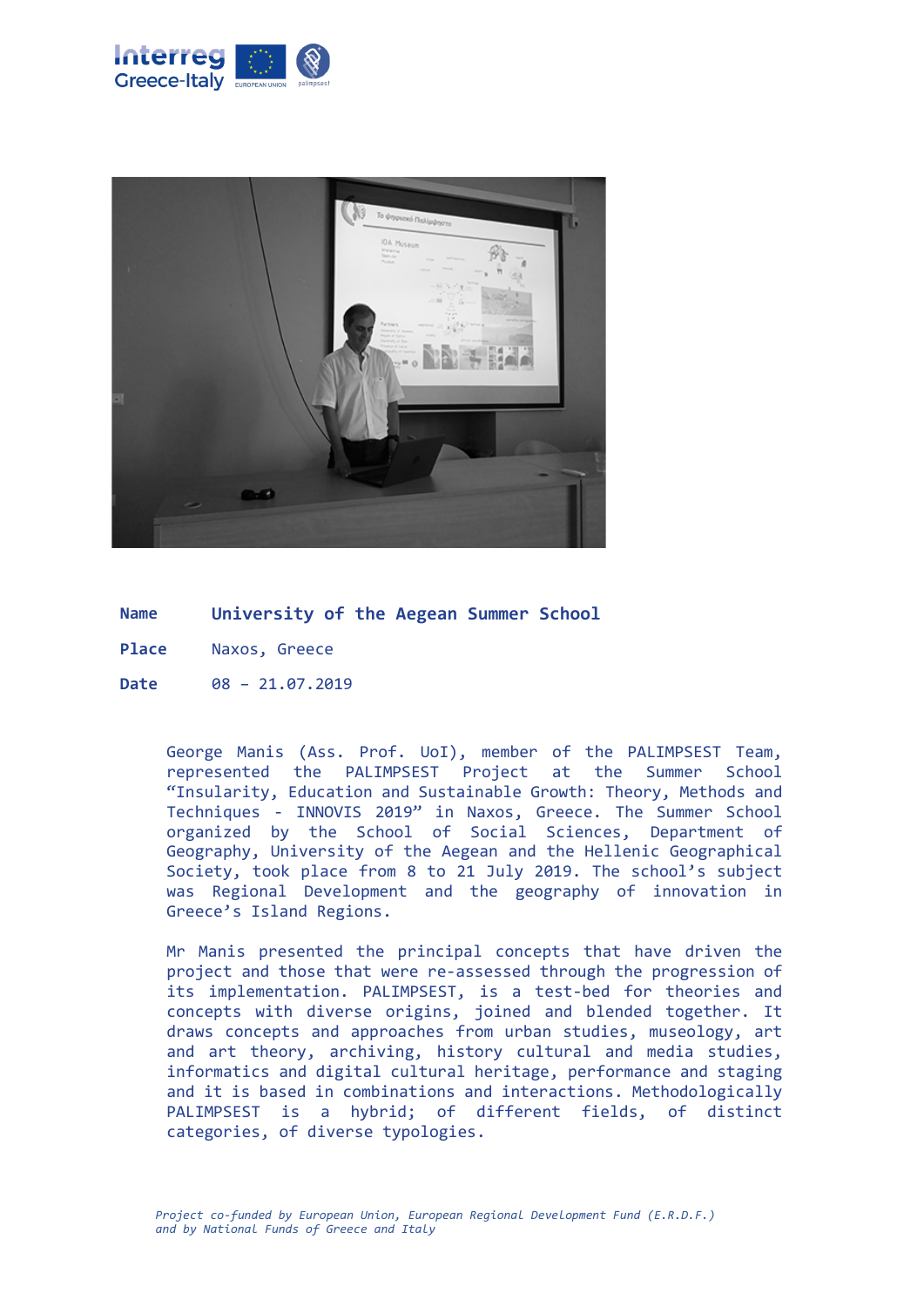| | |
|---|---|
| **Name** | **University of the Aegean Summer School** |
| **Place** | Naxos, Greece |
| **Date** | 08 – 21.07.2019 |

George Manis (Ass. Prof. UoI), member of the PALIMPSEST Team, represented the PALIMPSEST Project at the Summer School "Insularity, Education and Sustainable Growth: Theory, Methods and Techniques - INNOVIS 2019" in Naxos, Greece. The Summer School organized by the School of Social Sciences, Department of Geography, University of the Aegean and the Hellenic Geographical Society, took place from 8 to 21 July 2019. The school's subject was Regional Development and the geography of innovation in Greece's Island Regions.

Mr Manis presented the principal concepts that have driven the project and those that were re-assessed through the progression of its implementation. PALIMPSEST, is a test-bed for theories and concepts with diverse origins, joined and blended together. It draws concepts and approaches from urban studies, museology, art and art theory, archiving, history cultural and media studies, informatics and digital cultural heritage, performance and staging and it is based in combinations and interactions. Methodologically PALIMPSEST is a hybrid; of different fields, of distinct categories, of diverse typologies.

*Project co-funded by European Union, European Regional Development Fund (E.R.D.F.) and by National Funds of Greece and Italy*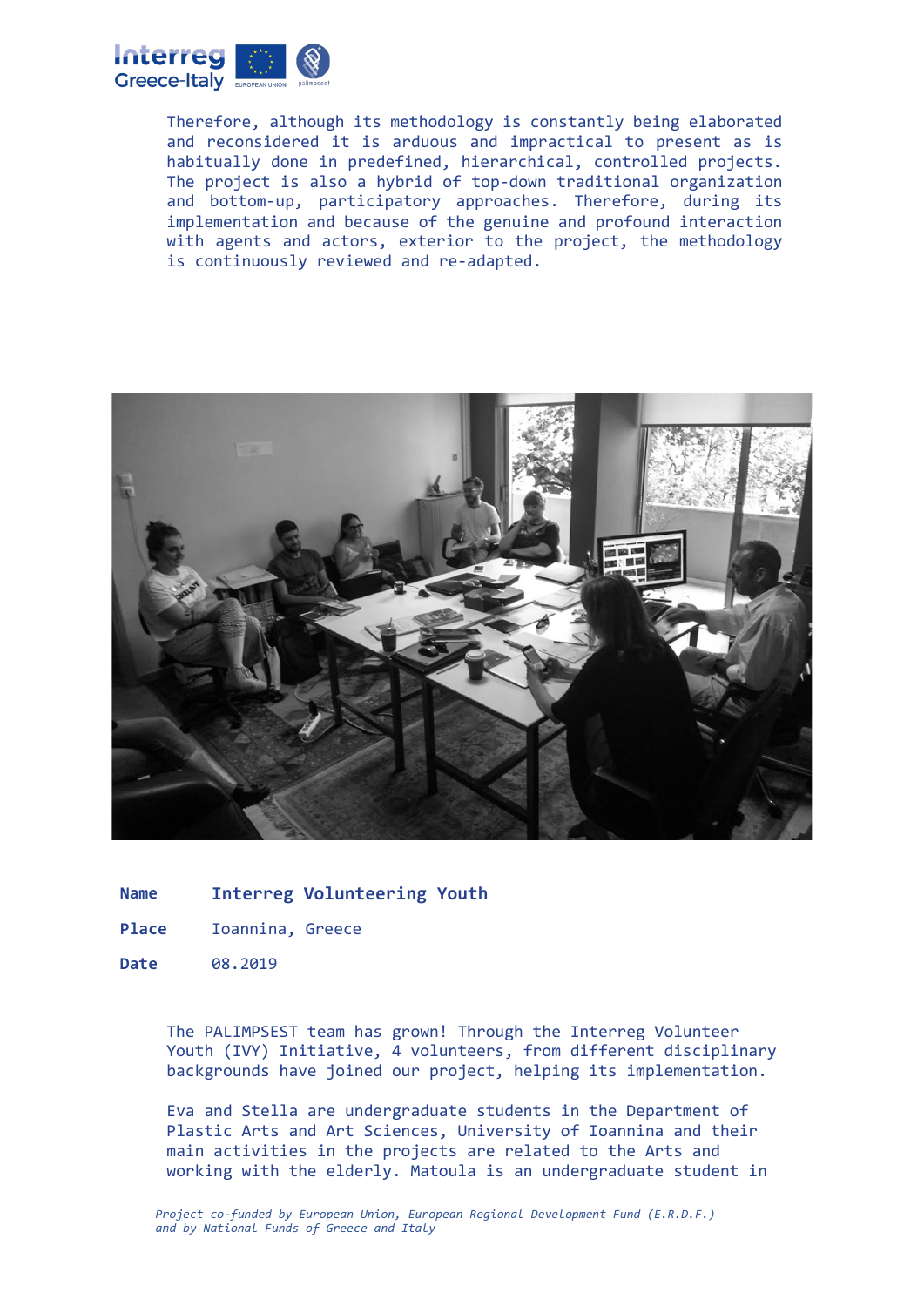Therefore, although its methodology is constantly being elaborated and reconsidered it is arduous and impractical to present as is habitually done in predefined, hierarchical, controlled projects. The project is also a hybrid of top-down traditional organization and bottom-up, participatory approaches. Therefore, during its implementation and because of the genuine and profound interaction with agents and actors, exterior to the project, the methodology is continuously reviewed and re-adapted.

**Name** **Interreg Volunteering Youth**

**Place** Ioannina, Greece

**Date** 08.2019

The PALIMPSEST team has grown! Through the Interreg Volunteer Youth (IVY) Initiative, 4 volunteers, from different disciplinary backgrounds have joined our project, helping its implementation.

Eva and Stella are undergraduate students in the Department of Plastic Arts and Art Sciences, University of Ioannina and their main activities in the projects are related to the Arts and working with the elderly. Matoula is an undergraduate student in

*Project co-funded by European Union, European Regional Development Fund (E.R.D.F.) and by National Funds of Greece and Italy*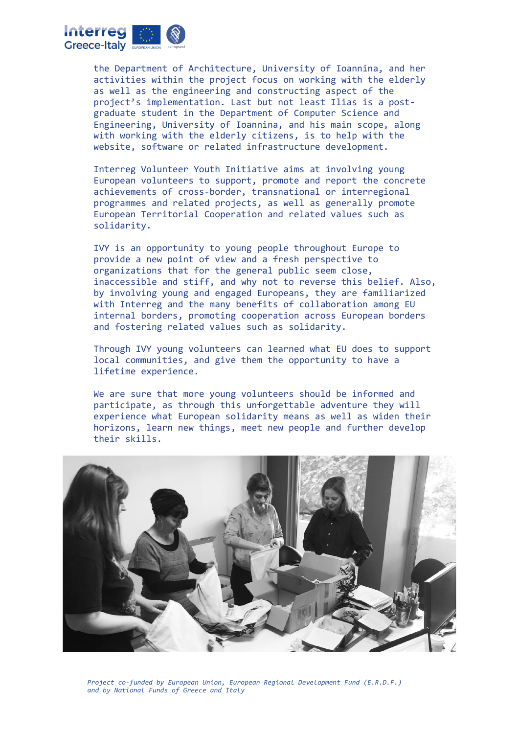the Department of Architecture, University of Ioannina, and her activities within the project focus on working with the elderly as well as the engineering and constructing aspect of the project's implementation. Last but not least Ilias is a post-graduate student in the Department of Computer Science and Engineering, University of Ioannina, and his main scope, along with working with the elderly citizens, is to help with the website, software or related infrastructure development.

Interreg Volunteer Youth Initiative aims at involving young European volunteers to support, promote and report the concrete achievements of cross-border, transnational or interregional programmes and related projects, as well as generally promote European Territorial Cooperation and related values such as solidarity.

IVY is an opportunity to young people throughout Europe to provide a new point of view and a fresh perspective to organizations that for the general public seem close, inaccessible and stiff, and why not to reverse this belief. Also, by involving young and engaged Europeans, they are familiarized with Interreg and the many benefits of collaboration among EU internal borders, promoting cooperation across European borders and fostering related values such as solidarity.

Through IVY young volunteers can learned what EU does to support local communities, and give them the opportunity to have a lifetime experience.

We are sure that more young volunteers should be informed and participate, as through this unforgettable adventure they will experience what European solidarity means as well as widen their horizons, learn new things, meet new people and further develop their skills.

*Project co-funded by European Union, European Regional Development Fund (E.R.D.F.) and by National Funds of Greece and Italy*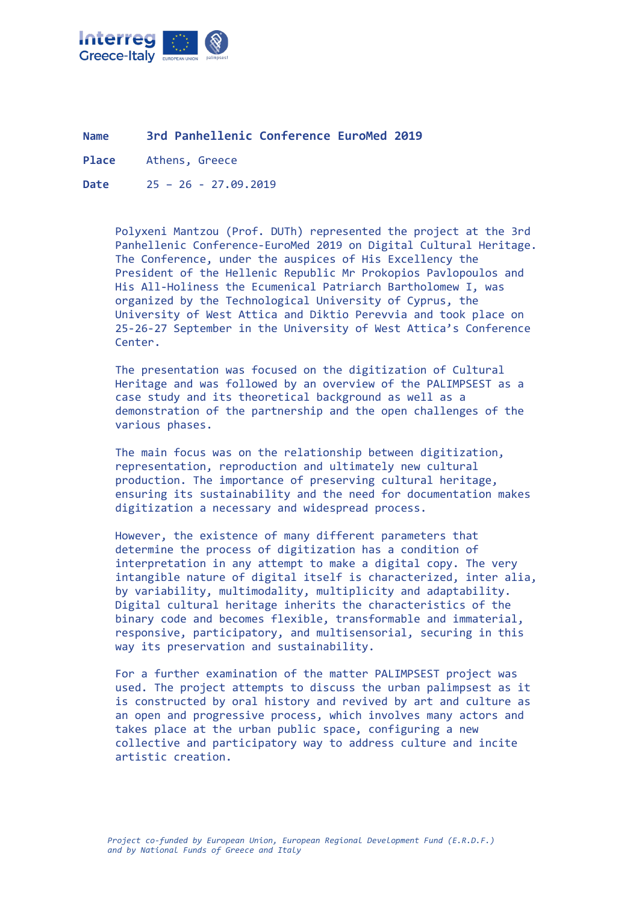| **Name** | **3rd Panhellenic Conference EuroMed 2019** |
|---|---|
| **Place** | Athens, Greece |
| **Date** | 25 – 26 - 27.09.2019 |

Polyxeni Mantzou (Prof. DUTh) represented the project at the 3rd Panhellenic Conference-EuroMed 2019 on Digital Cultural Heritage. The Conference, under the auspices of His Excellency the President of the Hellenic Republic Mr Prokopios Pavlopoulos and His All-Holiness the Ecumenical Patriarch Bartholomew I, was organized by the Technological University of Cyprus, the University of West Attica and Diktio Perevvia and took place on 25-26-27 September in the University of West Attica's Conference Center.

The presentation was focused on the digitization of Cultural Heritage and was followed by an overview of the PALIMPSEST as a case study and its theoretical background as well as a demonstration of the partnership and the open challenges of the various phases.

The main focus was on the relationship between digitization, representation, reproduction and ultimately new cultural production. The importance of preserving cultural heritage, ensuring its sustainability and the need for documentation makes digitization a necessary and widespread process.

However, the existence of many different parameters that determine the process of digitization has a condition of interpretation in any attempt to make a digital copy. The very intangible nature of digital itself is characterized, inter alia, by variability, multimodality, multiplicity and adaptability. Digital cultural heritage inherits the characteristics of the binary code and becomes flexible, transformable and immaterial, responsive, participatory, and multisensorial, securing in this way its preservation and sustainability.

For a further examination of the matter PALIMPSEST project was used. The project attempts to discuss the urban palimpsest as it is constructed by oral history and revived by art and culture as an open and progressive process, which involves many actors and takes place at the urban public space, configuring a new collective and participatory way to address culture and incite artistic creation.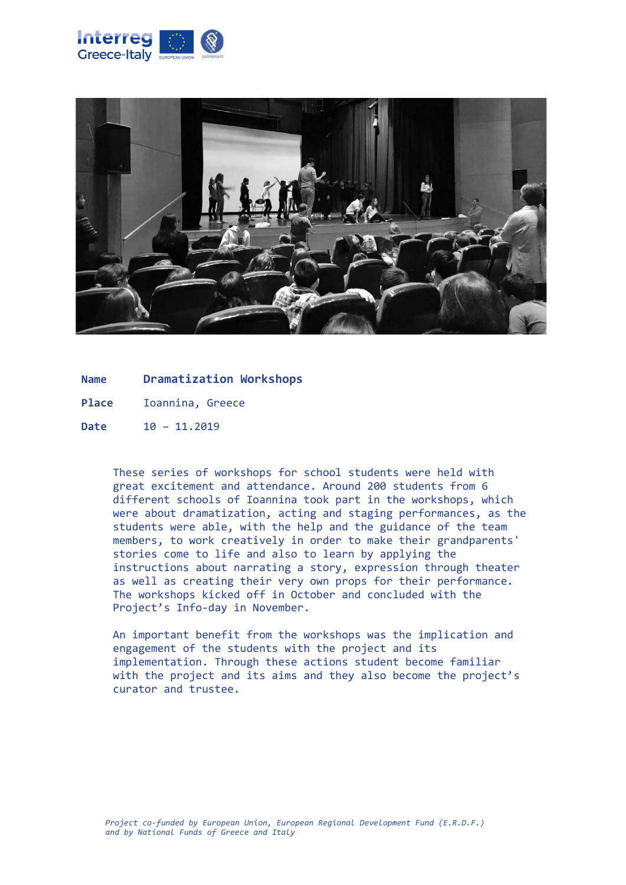| | |
|---|---|
| **Name** | **Dramatization Workshops** |
| **Place** | Ioannina, Greece |
| **Date** | 10 – 11.2019 |

These series of workshops for school students were held with great excitement and attendance. Around 200 students from 6 different schools of Ioannina took part in the workshops, which were about dramatization, acting and staging performances, as the students were able, with the help and the guidance of the team members, to work creatively in order to make their grandparents' stories come to life and also to learn by applying the instructions about narrating a story, expression through theater as well as creating their very own props for their performance. The workshops kicked off in October and concluded with the Project's Info-day in November.

An important benefit from the workshops was the implication and engagement of the students with the project and its implementation. Through these actions student become familiar with the project and its aims and they also become the project's curator and trustee.

*Project co-funded by European Union, European Regional Development Fund (E.R.D.F.) and by National Funds of Greece and Italy*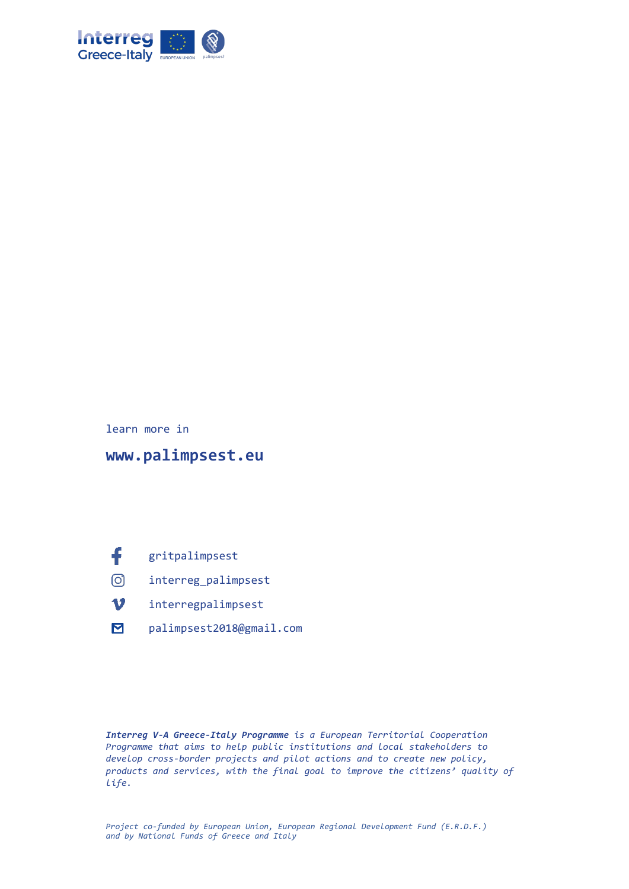learn more in

**www.palimpsest.eu**

gritpalimpsest

interreg_palimpsest

interregpalimpsest

palimpsest2018@gmail.com

***Interreg V-A Greece-Italy Programme*** *is a European Territorial Cooperation Programme that aims to help public institutions and local stakeholders to develop cross-border projects and pilot actions and to create new policy, products and services, with the final goal to improve the citizens' quality of life.*

*Project co-funded by European Union, European Regional Development Fund (E.R.D.F.) and by National Funds of Greece and Italy*